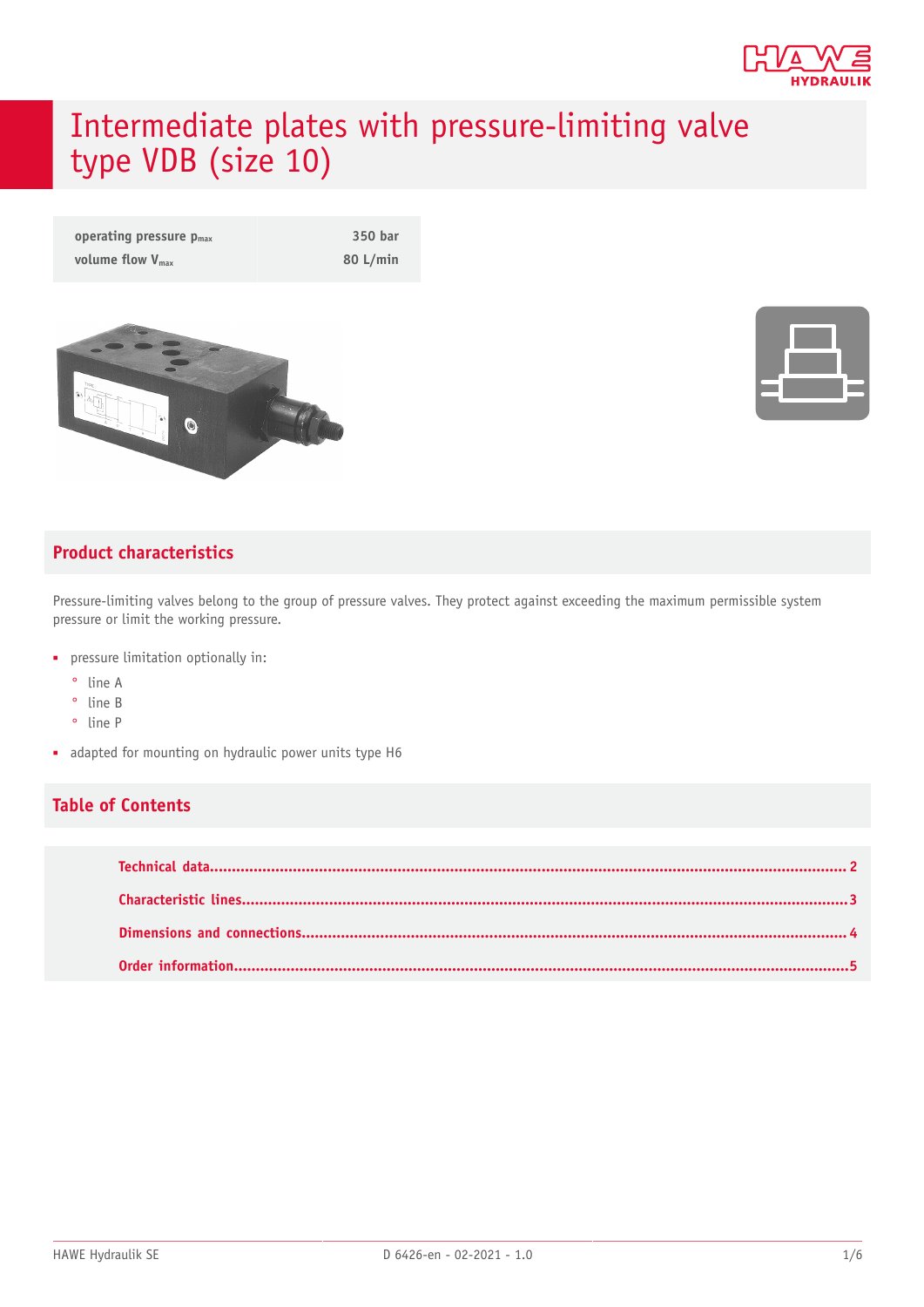# Intermediate plates with pressure-limiting valve type VDB (size 10)

| | |
|---|---|
| operating pressure $p_{max}$ | 350 bar |
| volume flow $V_{max}$ | 80 L/min |

## Product characteristics

Pressure-limiting valves belong to the group of pressure valves. They protect against exceeding the maximum permissible system pressure or limit the working pressure.

- pressure limitation optionally in:
  - line A
  - line B
  - line P
- adapted for mounting on hydraulic power units type H6

## Table of Contents

Technical data ..... 2
Characteristic lines ..... 3
Dimensions and connections ..... 4
Order information ..... 5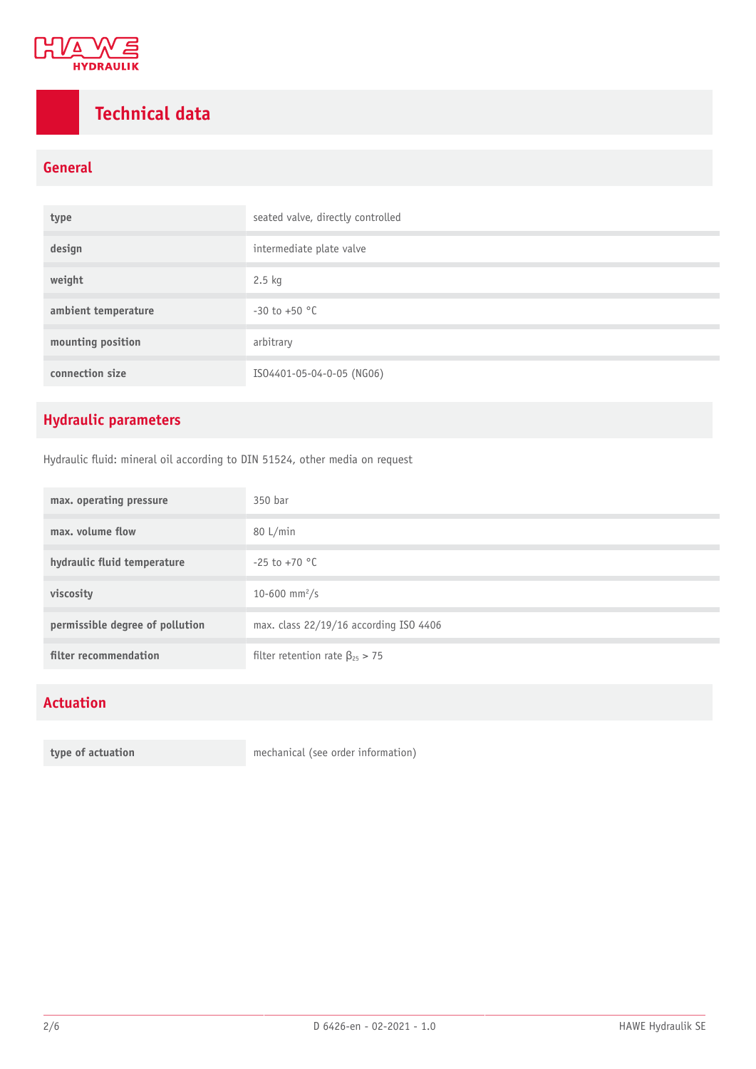# Technical data

## General

| | |
|---|---|
| type | seated valve, directly controlled |
| design | intermediate plate valve |
| weight | 2.5 kg |
| ambient temperature | -30 to +50 °C |
| mounting position | arbitrary |
| connection size | ISO4401-05-04-0-05 (NG06) |

## Hydraulic parameters

Hydraulic fluid: mineral oil according to DIN 51524, other media on request

| | |
|---|---|
| max. operating pressure | 350 bar |
| max. volume flow | 80 L/min |
| hydraulic fluid temperature | -25 to +70 °C |
| viscosity | 10-600 $mm^2/s$ |
| permissible degree of pollution | max. class 22/19/16 according ISO 4406 |
| filter recommendation | filter retention rate $\beta_{25} > 75$ |

## Actuation

| | |
|---|---|
| type of actuation | mechanical (see order information) |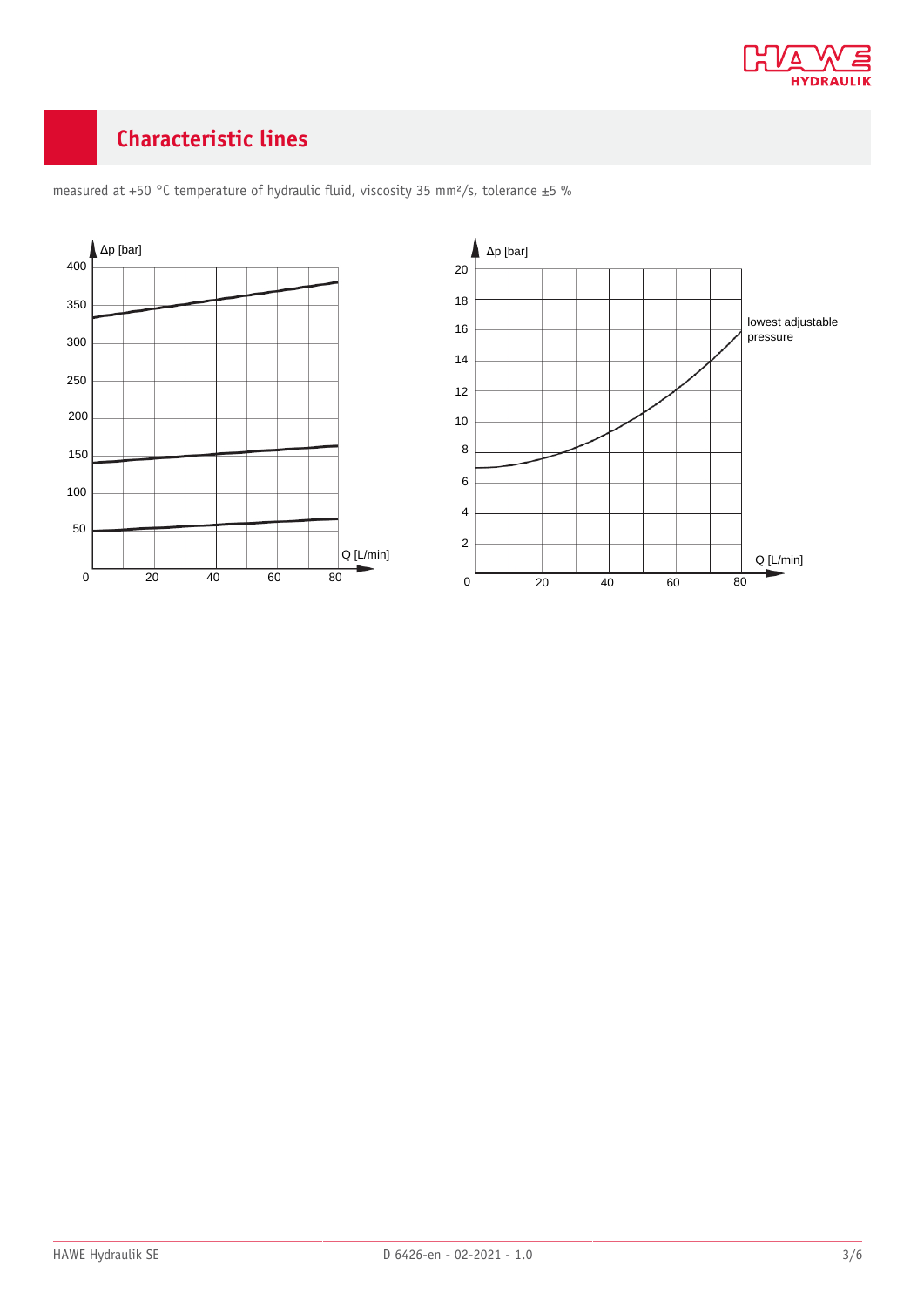## Characteristic lines

measured at +50 °C temperature of hydraulic fluid, viscosity 35 mm²/s, tolerance ±5 %

Δp [bar]

Q [L/min]

Δp [bar]

lowest adjustable pressure

Q [L/min]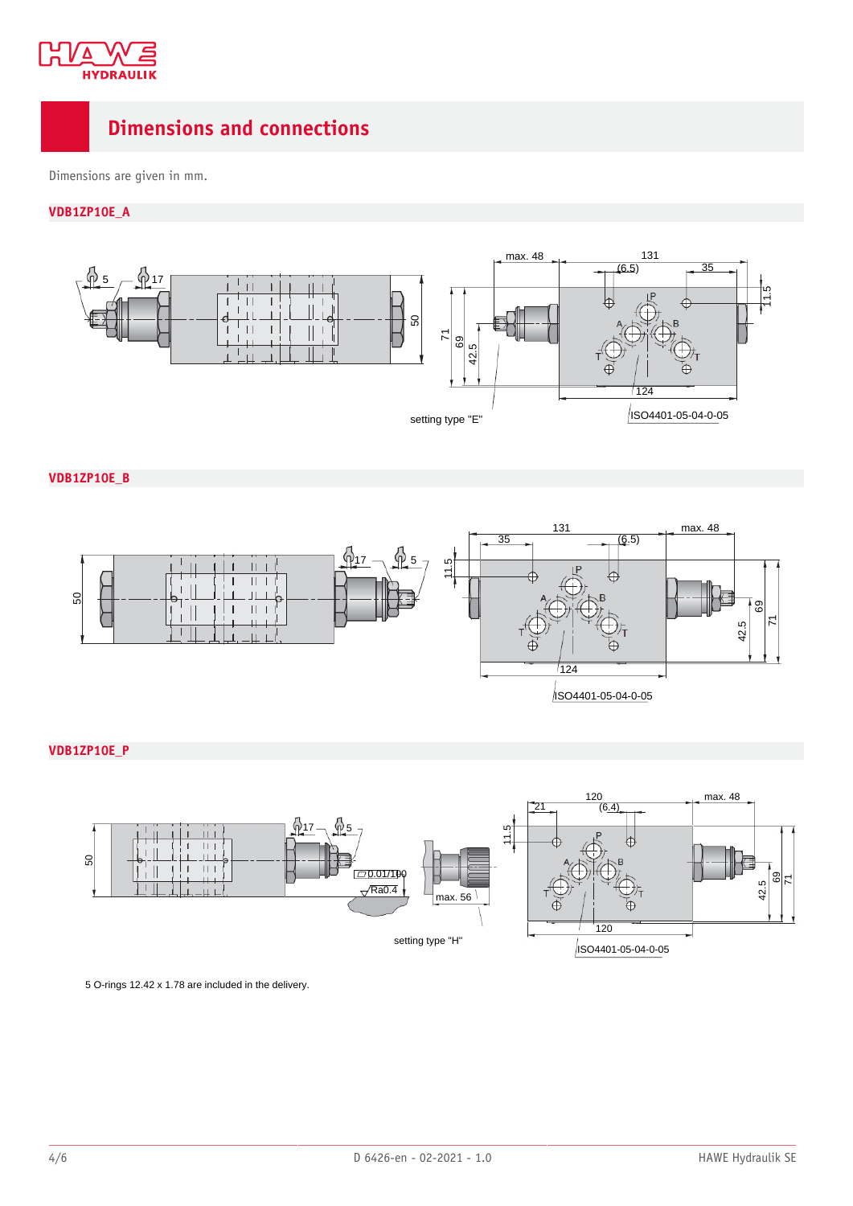## Dimensions and connections

Dimensions are given in mm.

### VDB1ZP10E_A

### VDB1ZP10E_B

### VDB1ZP10E_P

5 O-rings 12.42 x 1.78 are included in the delivery.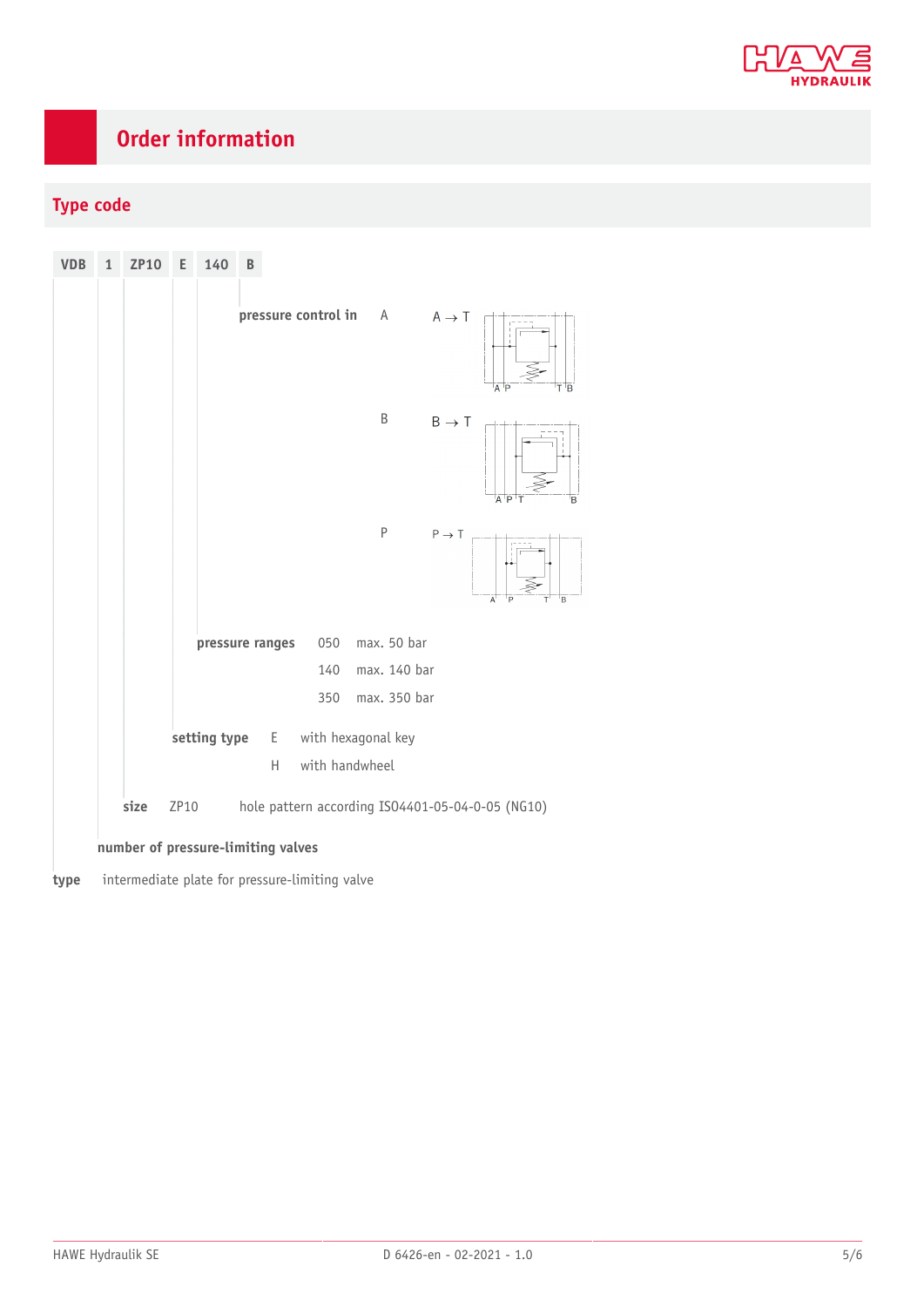# Order information

## Type code

| VDB | 1 | ZP10 | E | 140 | B |
|---|---|---|---|---|---|

**pressure control in**

| | | |
|---|---|---|
| A | A → T | |
| B | B → T | |
| P | P → T | |

**pressure ranges**

| | |
|---|---|
| 050 | max. 50 bar |
| 140 | max. 140 bar |
| 350 | max. 350 bar |

**setting type**

| | |
|---|---|
| E | with hexagonal key |
| H | with handwheel |

**size**

| | |
|---|---|
| ZP10 | hole pattern according ISO4401-05-04-0-05 (NG10) |

**number of pressure-limiting valves**

**type** intermediate plate for pressure-limiting valve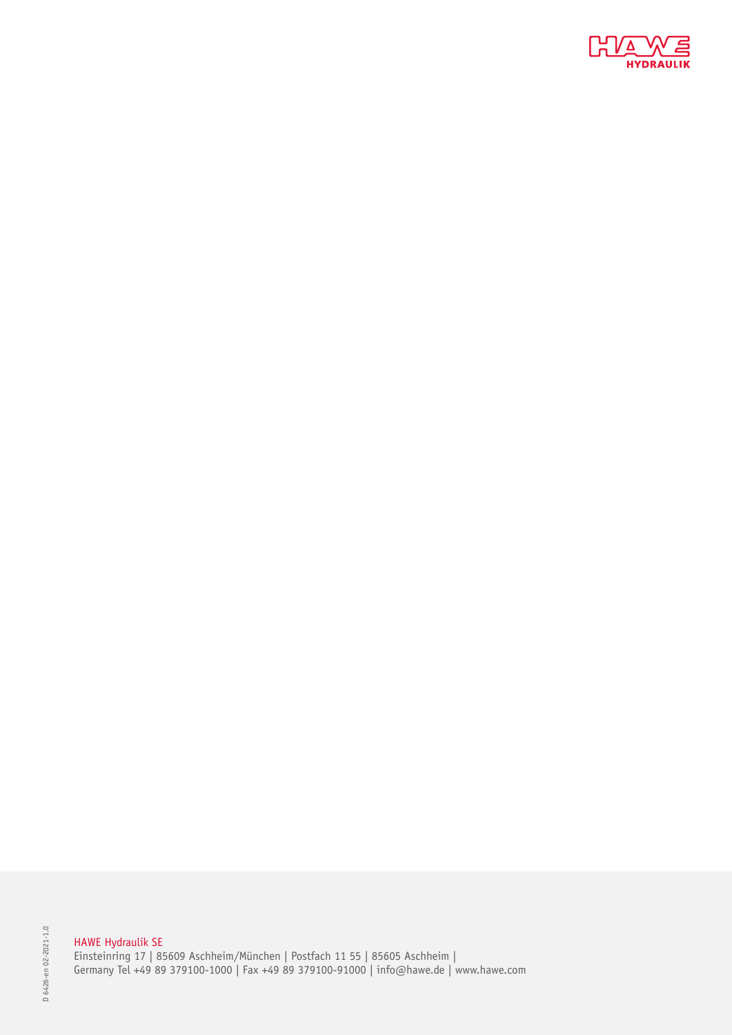HAWE Hydraulik SE
Einsteinring 17 | 85609 Aschheim/München | Postfach 11 55 | 85605 Aschheim |
Germany Tel +49 89 379100-1000 | Fax +49 89 379100-91000 | info@hawe.de | www.hawe.com

D 6426-en 02-2021-1.0